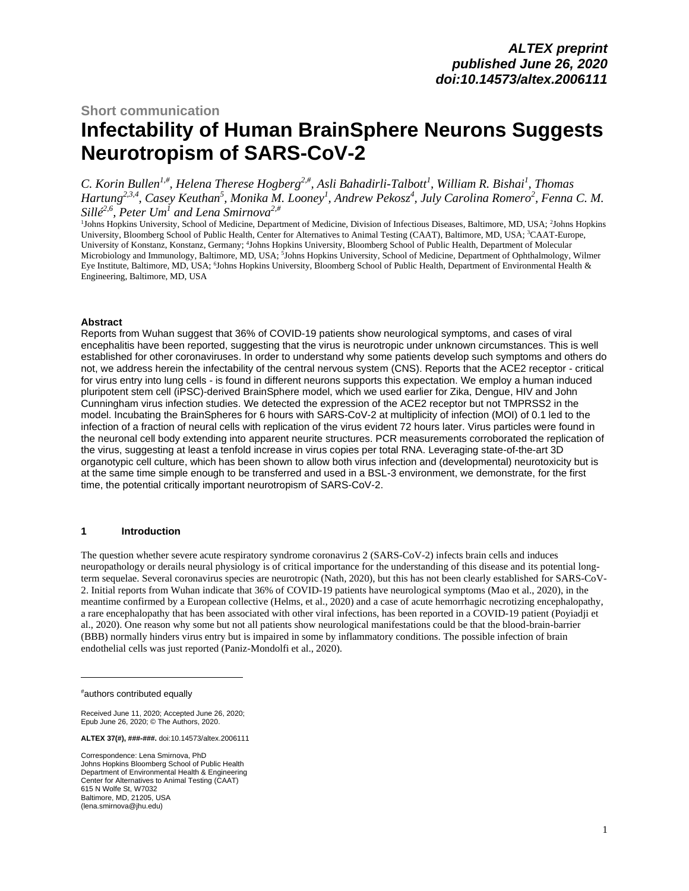Short communication

# Infectability of Human BrainSphere Neurons Suggests Neurotropism of SARS-CoV-2

*C. Korin Bullen[1,#], Helena Therese Hogberg[2,#], Asli Bahadirli-Talbott[1], William R. Bishai[1], Thomas Hartung[2,3,4], Casey Keuthan[5], Monika M. Looney[1], Andrew Pekosz[4], July Carolina Romero[2], Fenna C. M. Sillé[2,6], Peter Um[1] and Lena Smirnova[2,#]*

[1]Johns Hopkins University, School of Medicine, Department of Medicine, Division of Infectious Diseases, Baltimore, MD, USA; [2]Johns Hopkins University, Bloomberg School of Public Health, Center for Alternatives to Animal Testing (CAAT), Baltimore, MD, USA; [3]CAAT-Europe, University of Konstanz, Konstanz, Germany; [4]Johns Hopkins University, Bloomberg School of Public Health, Department of Molecular Microbiology and Immunology, Baltimore, MD, USA; [5]Johns Hopkins University, School of Medicine, Department of Ophthalmology, Wilmer Eye Institute, Baltimore, MD, USA; [6]Johns Hopkins University, Bloomberg School of Public Health, Department of Environmental Health & Engineering, Baltimore, MD, USA

### Abstract

Reports from Wuhan suggest that 36% of COVID-19 patients show neurological symptoms, and cases of viral encephalitis have been reported, suggesting that the virus is neurotropic under unknown circumstances. This is well established for other coronaviruses. In order to understand why some patients develop such symptoms and others do not, we address herein the infectability of the central nervous system (CNS). Reports that the ACE2 receptor - critical for virus entry into lung cells - is found in different neurons supports this expectation. We employ a human induced pluripotent stem cell (iPSC)-derived BrainSphere model, which we used earlier for Zika, Dengue, HIV and John Cunningham virus infection studies. We detected the expression of the ACE2 receptor but not TMPRSS2 in the model. Incubating the BrainSpheres for 6 hours with SARS-CoV-2 at multiplicity of infection (MOI) of 0.1 led to the infection of a fraction of neural cells with replication of the virus evident 72 hours later. Virus particles were found in the neuronal cell body extending into apparent neurite structures. PCR measurements corroborated the replication of the virus, suggesting at least a tenfold increase in virus copies per total RNA. Leveraging state-of-the-art 3D organotypic cell culture, which has been shown to allow both virus infection and (developmental) neurotoxicity but is at the same time simple enough to be transferred and used in a BSL-3 environment, we demonstrate, for the first time, the potential critically important neurotropism of SARS-CoV-2.

## 1 Introduction

The question whether severe acute respiratory syndrome coronavirus 2 (SARS-CoV-2) infects brain cells and induces neuropathology or derails neural physiology is of critical importance for the understanding of this disease and its potential long-term sequelae. Several coronavirus species are neurotropic (Nath, 2020), but this has not been clearly established for SARS-CoV-2. Initial reports from Wuhan indicate that 36% of COVID-19 patients have neurological symptoms (Mao et al., 2020), in the meantime confirmed by a European collective (Helms, et al., 2020) and a case of acute hemorrhagic necrotizing encephalopathy, a rare encephalopathy that has been associated with other viral infections, has been reported in a COVID-19 patient (Poyiadji et al., 2020). One reason why some but not all patients show neurological manifestations could be that the blood-brain-barrier (BBB) normally hinders virus entry but is impaired in some by inflammatory conditions. The possible infection of brain endothelial cells was just reported (Paniz-Mondolfi et al., 2020).

---

[#]authors contributed equally

Received June 11, 2020; Accepted June 26, 2020; Epub June 26, 2020; © The Authors, 2020.

Correspondence: Lena Smirnova, PhD
Johns Hopkins Bloomberg School of Public Health
Department of Environmental Health & Engineering
Center for Alternatives to Animal Testing (CAAT)
615 N Wolfe St, W7032
Baltimore, MD, 21205, USA
(lena.smirnova@jhu.edu)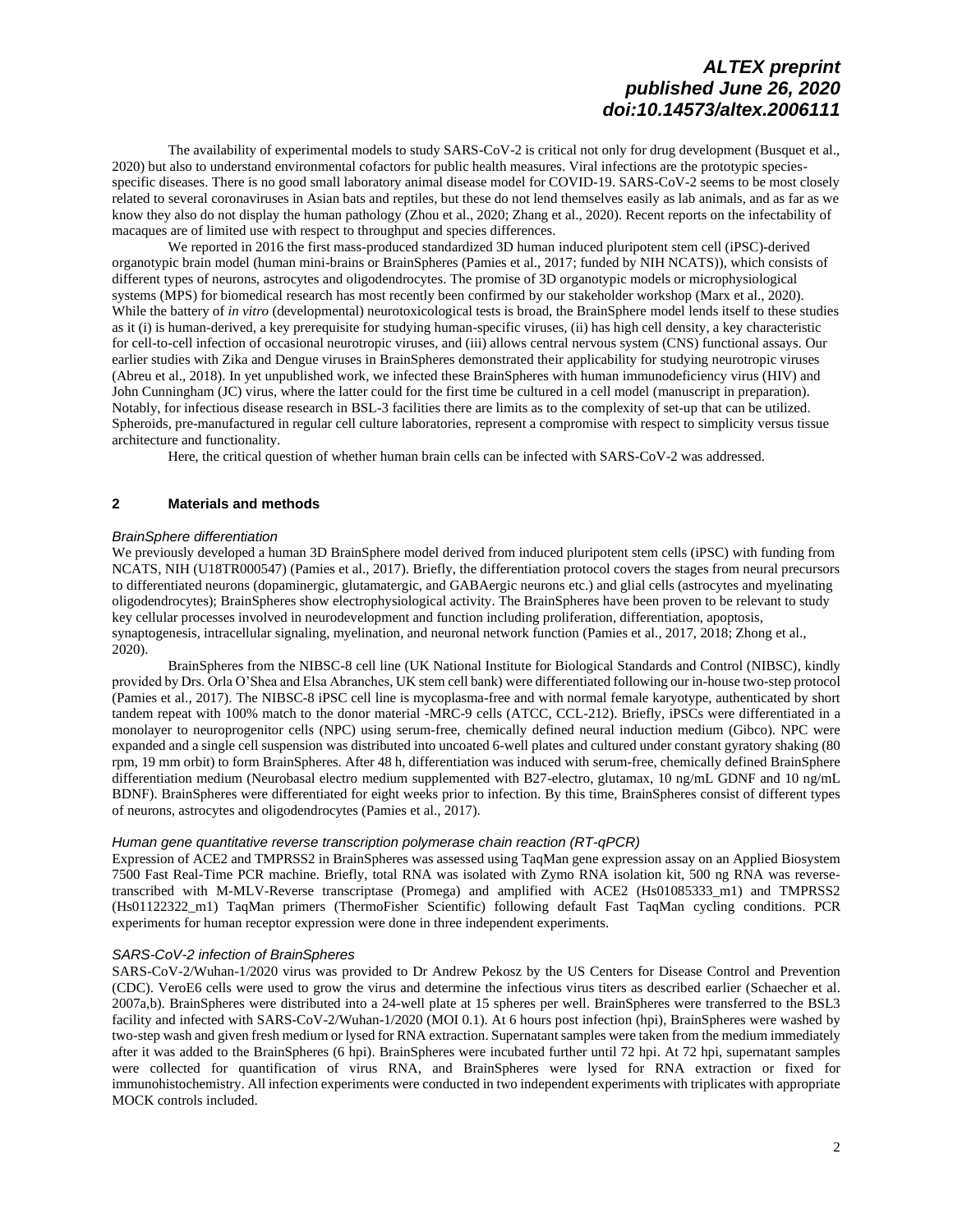The availability of experimental models to study SARS-CoV-2 is critical not only for drug development (Busquet et al., 2020) but also to understand environmental cofactors for public health measures. Viral infections are the prototypic species-specific diseases. There is no good small laboratory animal disease model for COVID-19. SARS-CoV-2 seems to be most closely related to several coronaviruses in Asian bats and reptiles, but these do not lend themselves easily as lab animals, and as far as we know they also do not display the human pathology (Zhou et al., 2020; Zhang et al., 2020). Recent reports on the infectability of macaques are of limited use with respect to throughput and species differences.

We reported in 2016 the first mass-produced standardized 3D human induced pluripotent stem cell (iPSC)-derived organotypic brain model (human mini-brains or BrainSpheres (Pamies et al., 2017; funded by NIH NCATS)), which consists of different types of neurons, astrocytes and oligodendrocytes. The promise of 3D organotypic models or microphysiological systems (MPS) for biomedical research has most recently been confirmed by our stakeholder workshop (Marx et al., 2020). While the battery of *in vitro* (developmental) neurotoxicological tests is broad, the BrainSphere model lends itself to these studies as it (i) is human-derived, a key prerequisite for studying human-specific viruses, (ii) has high cell density, a key characteristic for cell-to-cell infection of occasional neurotropic viruses, and (iii) allows central nervous system (CNS) functional assays. Our earlier studies with Zika and Dengue viruses in BrainSpheres demonstrated their applicability for studying neurotropic viruses (Abreu et al., 2018). In yet unpublished work, we infected these BrainSpheres with human immunodeficiency virus (HIV) and John Cunningham (JC) virus, where the latter could for the first time be cultured in a cell model (manuscript in preparation). Notably, for infectious disease research in BSL-3 facilities there are limits as to the complexity of set-up that can be utilized. Spheroids, pre-manufactured in regular cell culture laboratories, represent a compromise with respect to simplicity versus tissue architecture and functionality.

Here, the critical question of whether human brain cells can be infected with SARS-CoV-2 was addressed.

## 2 Materials and methods

### *BrainSphere differentiation*

We previously developed a human 3D BrainSphere model derived from induced pluripotent stem cells (iPSC) with funding from NCATS, NIH (U18TR000547) (Pamies et al., 2017). Briefly, the differentiation protocol covers the stages from neural precursors to differentiated neurons (dopaminergic, glutamatergic, and GABAergic neurons etc.) and glial cells (astrocytes and myelinating oligodendrocytes); BrainSpheres show electrophysiological activity. The BrainSpheres have been proven to be relevant to study key cellular processes involved in neurodevelopment and function including proliferation, differentiation, apoptosis, synaptogenesis, intracellular signaling, myelination, and neuronal network function (Pamies et al., 2017, 2018; Zhong et al., 2020).

BrainSpheres from the NIBSC-8 cell line (UK National Institute for Biological Standards and Control (NIBSC), kindly provided by Drs. Orla O'Shea and Elsa Abranches, UK stem cell bank) were differentiated following our in-house two-step protocol (Pamies et al., 2017). The NIBSC-8 iPSC cell line is mycoplasma-free and with normal female karyotype, authenticated by short tandem repeat with 100% match to the donor material -MRC-9 cells (ATCC, CCL-212). Briefly, iPSCs were differentiated in a monolayer to neuroprogenitor cells (NPC) using serum-free, chemically defined neural induction medium (Gibco). NPC were expanded and a single cell suspension was distributed into uncoated 6-well plates and cultured under constant gyratory shaking (80 rpm, 19 mm orbit) to form BrainSpheres. After 48 h, differentiation was induced with serum-free, chemically defined BrainSphere differentiation medium (Neurobasal electro medium supplemented with B27-electro, glutamax, 10 ng/mL GDNF and 10 ng/mL BDNF). BrainSpheres were differentiated for eight weeks prior to infection. By this time, BrainSpheres consist of different types of neurons, astrocytes and oligodendrocytes (Pamies et al., 2017).

### *Human gene quantitative reverse transcription polymerase chain reaction (RT-qPCR)*

Expression of ACE2 and TMPRSS2 in BrainSpheres was assessed using TaqMan gene expression assay on an Applied Biosystem 7500 Fast Real-Time PCR machine. Briefly, total RNA was isolated with Zymo RNA isolation kit, 500 ng RNA was reverse-transcribed with M-MLV-Reverse transcriptase (Promega) and amplified with ACE2 (Hs01085333_m1) and TMPRSS2 (Hs01122322_m1) TaqMan primers (ThermoFisher Scientific) following default Fast TaqMan cycling conditions. PCR experiments for human receptor expression were done in three independent experiments.

### *SARS-CoV-2 infection of BrainSpheres*

SARS-CoV-2/Wuhan-1/2020 virus was provided to Dr Andrew Pekosz by the US Centers for Disease Control and Prevention (CDC). VeroE6 cells were used to grow the virus and determine the infectious virus titers as described earlier (Schaecher et al. 2007a,b). BrainSpheres were distributed into a 24-well plate at 15 spheres per well. BrainSpheres were transferred to the BSL3 facility and infected with SARS-CoV-2/Wuhan-1/2020 (MOI 0.1). At 6 hours post infection (hpi), BrainSpheres were washed by two-step wash and given fresh medium or lysed for RNA extraction. Supernatant samples were taken from the medium immediately after it was added to the BrainSpheres (6 hpi). BrainSpheres were incubated further until 72 hpi. At 72 hpi, supernatant samples were collected for quantification of virus RNA, and BrainSpheres were lysed for RNA extraction or fixed for immunohistochemistry. All infection experiments were conducted in two independent experiments with triplicates with appropriate MOCK controls included.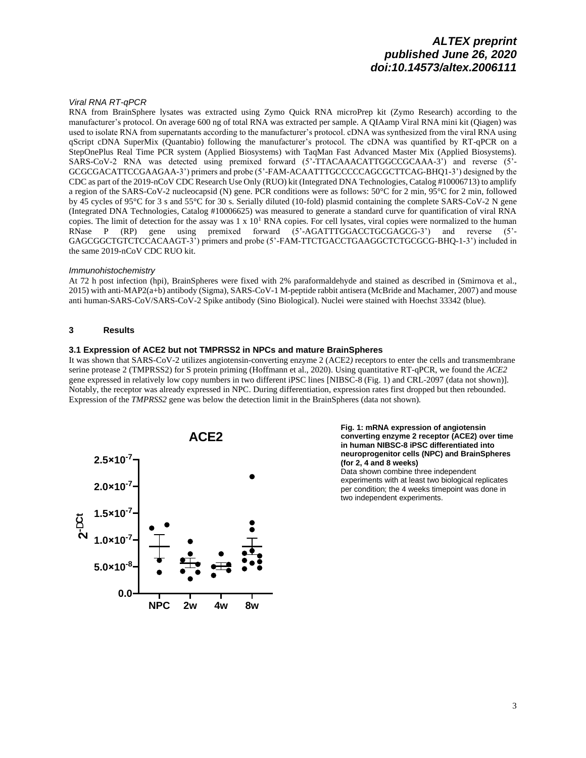#### *Viral RNA RT-qPCR*

RNA from BrainSphere lysates was extracted using Zymo Quick RNA microPrep kit (Zymo Research) according to the manufacturer's protocol. On average 600 ng of total RNA was extracted per sample. A QIAamp Viral RNA mini kit (Qiagen) was used to isolate RNA from supernatants according to the manufacturer's protocol. cDNA was synthesized from the viral RNA using qScript cDNA SuperMix (Quantabio) following the manufacturer's protocol. The cDNA was quantified by RT-qPCR on a StepOnePlus Real Time PCR system (Applied Biosystems) with TaqMan Fast Advanced Master Mix (Applied Biosystems). SARS-CoV-2 RNA was detected using premixed forward (5'-TTACAAACATTGGCCGCAAA-3') and reverse (5'-GCGCGACATTCCGAAGAA-3') primers and probe (5'-FAM-ACAATTTGCCCCCAGCGCTTCAG-BHQ1-3') designed by the CDC as part of the 2019-nCoV CDC Research Use Only (RUO) kit (Integrated DNA Technologies, Catalog #10006713) to amplify a region of the SARS-CoV-2 nucleocapsid (N) gene. PCR conditions were as follows: 50°C for 2 min, 95°C for 2 min, followed by 45 cycles of 95°C for 3 s and 55°C for 30 s. Serially diluted (10-fold) plasmid containing the complete SARS-CoV-2 N gene (Integrated DNA Technologies, Catalog #10006625) was measured to generate a standard curve for quantification of viral RNA copies. The limit of detection for the assay was $1 \times 10^1$ RNA copies. For cell lysates, viral copies were normalized to the human RNase P (RP) gene using premixed forward (5'-AGATTTGGACCTGCGAGCG-3') and reverse (5'-GAGCGGCTGTCTCCACAAGT-3') primers and probe (5'-FAM-TTCTGACCTGAAGGCTCTGCGCG-BHQ-1-3') included in the same 2019-nCoV CDC RUO kit.

#### *Immunohistochemistry*

At 72 h post infection (hpi), BrainSpheres were fixed with 2% paraformaldehyde and stained as described in (Smirnova et al., 2015) with anti-MAP2(a+b) antibody (Sigma), SARS-CoV-1 M-peptide rabbit antisera (McBride and Machamer, 2007) and mouse anti human-SARS-CoV/SARS-CoV-2 Spike antibody (Sino Biological). Nuclei were stained with Hoechst 33342 (blue).

## 3 Results

### 3.1 Expression of ACE2 but not TMPRSS2 in NPCs and mature BrainSpheres

It was shown that SARS-CoV-2 utilizes angiotensin-converting enzyme 2 (ACE2*)* receptors to enter the cells and transmembrane serine protease 2 (TMPRSS2) for S protein priming (Hoffmann et al., 2020). Using quantitative RT-qPCR, we found the *ACE2* gene expressed in relatively low copy numbers in two different iPSC lines [NIBSC-8 (Fig. 1) and CRL-2097 (data not shown)]. Notably, the receptor was already expressed in NPC. During differentiation, expression rates first dropped but then rebounded. Expression of the *TMPRSS2* gene was below the detection limit in the BrainSpheres (data not shown).

**Fig. 1: mRNA expression of angiotensin converting enzyme 2 receptor (ACE2) over time in human NIBSC-8 iPSC differentiated into neuroprogenitor cells (NPC) and BrainSpheres (for 2, 4 and 8 weeks)**
Data shown combine three independent experiments with at least two biological replicates per condition; the 4 weeks timepoint was done in two independent experiments.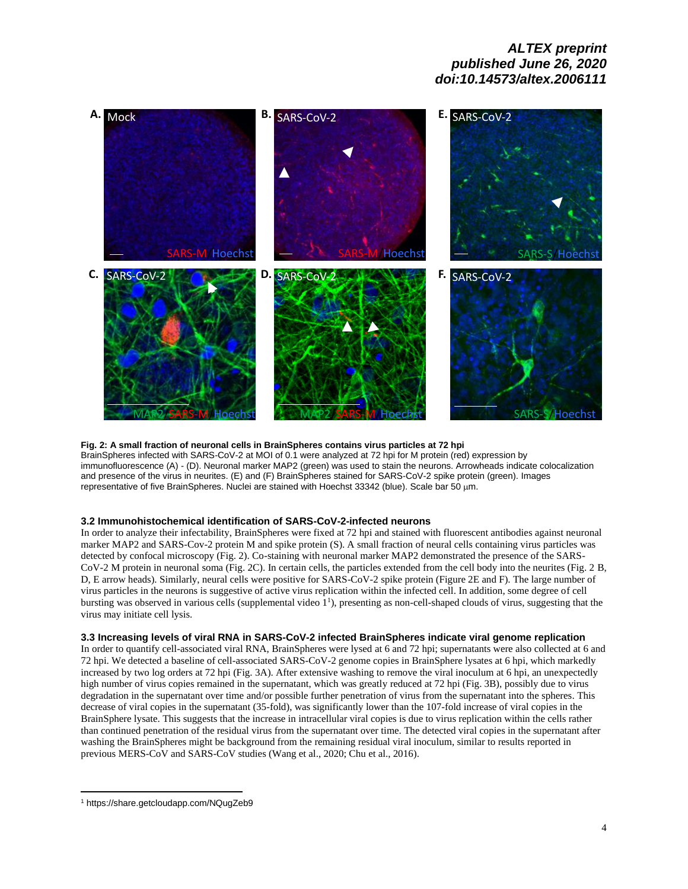**Fig. 2: A small fraction of neuronal cells in BrainSpheres contains virus particles at 72 hpi**
BrainSpheres infected with SARS-CoV-2 at MOI of 0.1 were analyzed at 72 hpi for M protein (red) expression by immunofluorescence (A) - (D). Neuronal marker MAP2 (green) was used to stain the neurons. Arrowheads indicate colocalization and presence of the virus in neurites. (E) and (F) BrainSpheres stained for SARS-CoV-2 spike protein (green). Images representative of five BrainSpheres. Nuclei are stained with Hoechst 33342 (blue). Scale bar 50 μm.

### 3.2 Immunohistochemical identification of SARS-CoV-2-infected neurons

In order to analyze their infectability, BrainSpheres were fixed at 72 hpi and stained with fluorescent antibodies against neuronal marker MAP2 and SARS-Cov-2 protein M and spike protein (S). A small fraction of neural cells containing virus particles was detected by confocal microscopy (Fig. 2). Co-staining with neuronal marker MAP2 demonstrated the presence of the SARS-CoV-2 M protein in neuronal soma (Fig. 2C). In certain cells, the particles extended from the cell body into the neurites (Fig. 2 B, D, E arrow heads). Similarly, neural cells were positive for SARS-CoV-2 spike protein (Figure 2E and F). The large number of virus particles in the neurons is suggestive of active virus replication within the infected cell. In addition, some degree of cell bursting was observed in various cells (supplemental video 1[1]), presenting as non-cell-shaped clouds of virus, suggesting that the virus may initiate cell lysis.

### 3.3 Increasing levels of viral RNA in SARS-CoV-2 infected BrainSpheres indicate viral genome replication

In order to quantify cell-associated viral RNA, BrainSpheres were lysed at 6 and 72 hpi; supernatants were also collected at 6 and 72 hpi. We detected a baseline of cell-associated SARS-CoV-2 genome copies in BrainSphere lysates at 6 hpi, which markedly increased by two log orders at 72 hpi (Fig. 3A). After extensive washing to remove the viral inoculum at 6 hpi, an unexpectedly high number of virus copies remained in the supernatant, which was greatly reduced at 72 hpi (Fig. 3B), possibly due to virus degradation in the supernatant over time and/or possible further penetration of virus from the supernatant into the spheres. This decrease of viral copies in the supernatant (35-fold), was significantly lower than the 107-fold increase of viral copies in the BrainSphere lysate. This suggests that the increase in intracellular viral copies is due to virus replication within the cells rather than continued penetration of the residual virus from the supernatant over time. The detected viral copies in the supernatant after washing the BrainSpheres might be background from the remaining residual viral inoculum, similar to results reported in previous MERS-CoV and SARS-CoV studies (Wang et al., 2020; Chu et al., 2016).

[1] https://share.getcloudapp.com/NQugZeb9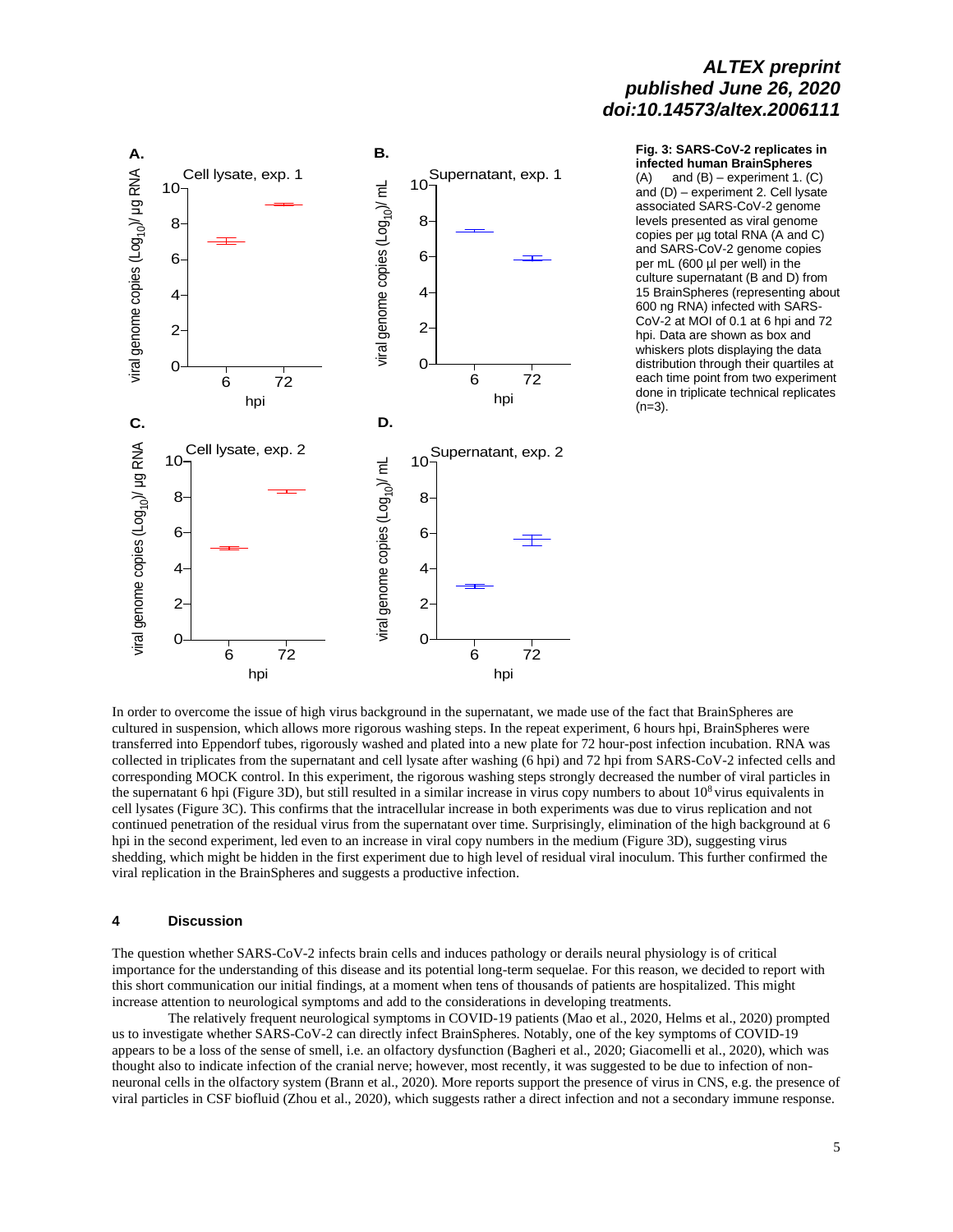**Fig. 3: SARS-CoV-2 replicates in infected human BrainSpheres**
(A) and (B) – experiment 1. (C) and (D) – experiment 2. Cell lysate associated SARS-CoV-2 genome levels presented as viral genome copies per µg total RNA (A and C) and SARS-CoV-2 genome copies per mL (600 µl per well) in the culture supernatant (B and D) from 15 BrainSpheres (representing about 600 ng RNA) infected with SARS-CoV-2 at MOI of 0.1 at 6 hpi and 72 hpi. Data are shown as box and whiskers plots displaying the data distribution through their quartiles at each time point from two experiment done in triplicate technical replicates (n=3).

In order to overcome the issue of high virus background in the supernatant, we made use of the fact that BrainSpheres are cultured in suspension, which allows more rigorous washing steps. In the repeat experiment, 6 hours hpi, BrainSpheres were transferred into Eppendorf tubes, rigorously washed and plated into a new plate for 72 hour-post infection incubation. RNA was collected in triplicates from the supernatant and cell lysate after washing (6 hpi) and 72 hpi from SARS-CoV-2 infected cells and corresponding MOCK control. In this experiment, the rigorous washing steps strongly decreased the number of viral particles in the supernatant 6 hpi (Figure 3D), but still resulted in a similar increase in virus copy numbers to about $10^8$ virus equivalents in cell lysates (Figure 3C). This confirms that the intracellular increase in both experiments was due to virus replication and not continued penetration of the residual virus from the supernatant over time. Surprisingly, elimination of the high background at 6 hpi in the second experiment, led even to an increase in viral copy numbers in the medium (Figure 3D), suggesting virus shedding, which might be hidden in the first experiment due to high level of residual viral inoculum. This further confirmed the viral replication in the BrainSpheres and suggests a productive infection.

## 4 Discussion

The question whether SARS-CoV-2 infects brain cells and induces pathology or derails neural physiology is of critical importance for the understanding of this disease and its potential long-term sequelae. For this reason, we decided to report with this short communication our initial findings, at a moment when tens of thousands of patients are hospitalized. This might increase attention to neurological symptoms and add to the considerations in developing treatments.

The relatively frequent neurological symptoms in COVID-19 patients (Mao et al., 2020, Helms et al., 2020) prompted us to investigate whether SARS-CoV-2 can directly infect BrainSpheres. Notably, one of the key symptoms of COVID-19 appears to be a loss of the sense of smell, i.e. an olfactory dysfunction (Bagheri et al., 2020; Giacomelli et al., 2020), which was thought also to indicate infection of the cranial nerve; however, most recently, it was suggested to be due to infection of non-neuronal cells in the olfactory system (Brann et al., 2020). More reports support the presence of virus in CNS, e.g. the presence of viral particles in CSF biofluid (Zhou et al., 2020), which suggests rather a direct infection and not a secondary immune response.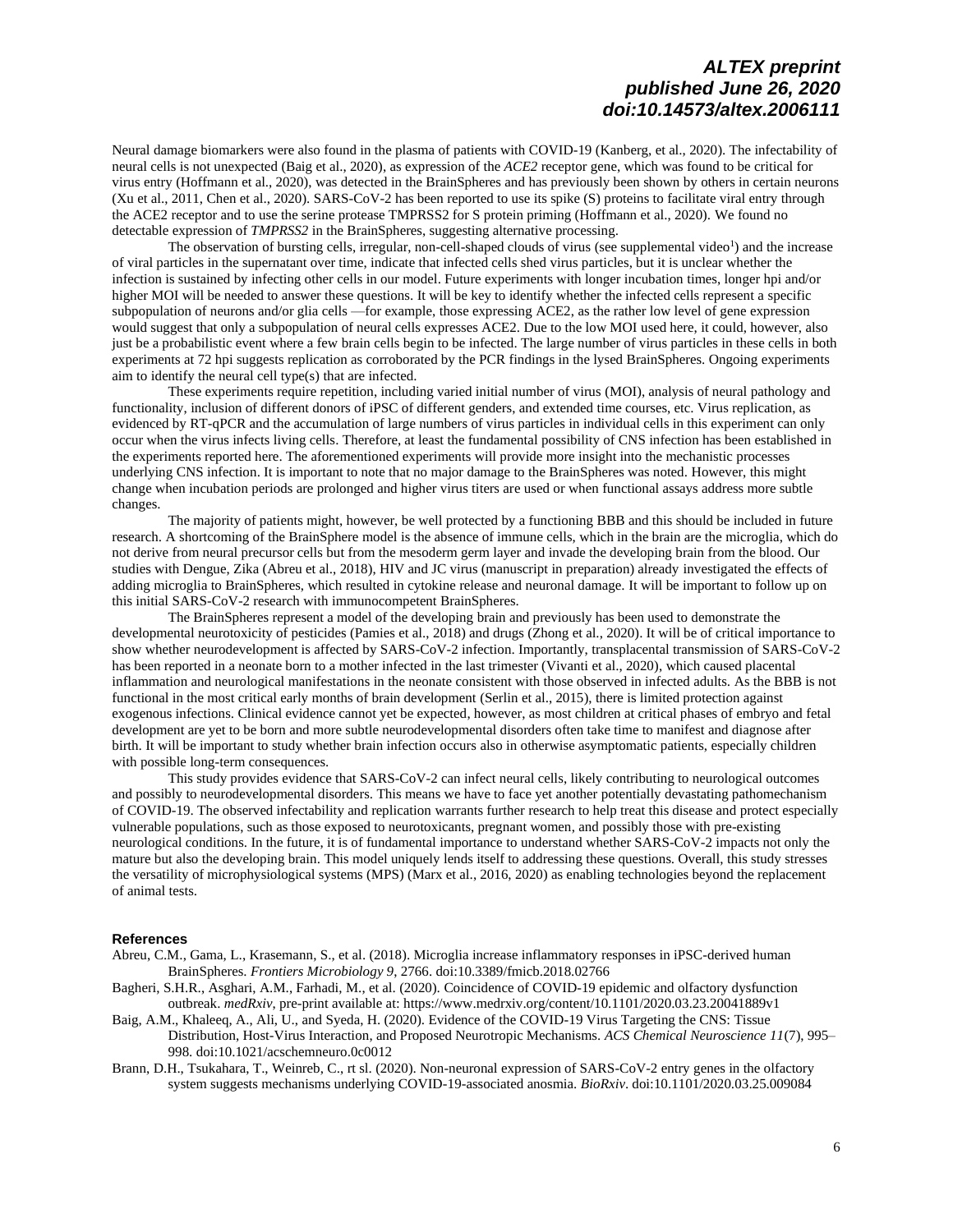Neural damage biomarkers were also found in the plasma of patients with COVID-19 (Kanberg, et al., 2020). The infectability of neural cells is not unexpected (Baig et al., 2020), as expression of the *ACE2* receptor gene, which was found to be critical for virus entry (Hoffmann et al., 2020), was detected in the BrainSpheres and has previously been shown by others in certain neurons (Xu et al., 2011, Chen et al., 2020). SARS-CoV-2 has been reported to use its spike (S) proteins to facilitate viral entry through the ACE2 receptor and to use the serine protease TMPRSS2 for S protein priming (Hoffmann et al., 2020). We found no detectable expression of *TMPRSS2* in the BrainSpheres, suggesting alternative processing.

The observation of bursting cells, irregular, non-cell-shaped clouds of virus (see supplemental video[1]) and the increase of viral particles in the supernatant over time, indicate that infected cells shed virus particles, but it is unclear whether the infection is sustained by infecting other cells in our model. Future experiments with longer incubation times, longer hpi and/or higher MOI will be needed to answer these questions. It will be key to identify whether the infected cells represent a specific subpopulation of neurons and/or glia cells —for example, those expressing ACE2, as the rather low level of gene expression would suggest that only a subpopulation of neural cells expresses ACE2. Due to the low MOI used here, it could, however, also just be a probabilistic event where a few brain cells begin to be infected. The large number of virus particles in these cells in both experiments at 72 hpi suggests replication as corroborated by the PCR findings in the lysed BrainSpheres. Ongoing experiments aim to identify the neural cell type(s) that are infected.

These experiments require repetition, including varied initial number of virus (MOI), analysis of neural pathology and functionality, inclusion of different donors of iPSC of different genders, and extended time courses, etc. Virus replication, as evidenced by RT-qPCR and the accumulation of large numbers of virus particles in individual cells in this experiment can only occur when the virus infects living cells. Therefore, at least the fundamental possibility of CNS infection has been established in the experiments reported here. The aforementioned experiments will provide more insight into the mechanistic processes underlying CNS infection. It is important to note that no major damage to the BrainSpheres was noted. However, this might change when incubation periods are prolonged and higher virus titers are used or when functional assays address more subtle changes.

The majority of patients might, however, be well protected by a functioning BBB and this should be included in future research. A shortcoming of the BrainSphere model is the absence of immune cells, which in the brain are the microglia, which do not derive from neural precursor cells but from the mesoderm germ layer and invade the developing brain from the blood. Our studies with Dengue, Zika (Abreu et al., 2018), HIV and JC virus (manuscript in preparation) already investigated the effects of adding microglia to BrainSpheres, which resulted in cytokine release and neuronal damage. It will be important to follow up on this initial SARS-CoV-2 research with immunocompetent BrainSpheres.

The BrainSpheres represent a model of the developing brain and previously has been used to demonstrate the developmental neurotoxicity of pesticides (Pamies et al., 2018) and drugs (Zhong et al., 2020). It will be of critical importance to show whether neurodevelopment is affected by SARS-CoV-2 infection. Importantly, transplacental transmission of SARS-CoV-2 has been reported in a neonate born to a mother infected in the last trimester (Vivanti et al., 2020), which caused placental inflammation and neurological manifestations in the neonate consistent with those observed in infected adults. As the BBB is not functional in the most critical early months of brain development (Serlin et al., 2015), there is limited protection against exogenous infections. Clinical evidence cannot yet be expected, however, as most children at critical phases of embryo and fetal development are yet to be born and more subtle neurodevelopmental disorders often take time to manifest and diagnose after birth. It will be important to study whether brain infection occurs also in otherwise asymptomatic patients, especially children with possible long-term consequences.

This study provides evidence that SARS-CoV-2 can infect neural cells, likely contributing to neurological outcomes and possibly to neurodevelopmental disorders. This means we have to face yet another potentially devastating pathomechanism of COVID-19. The observed infectability and replication warrants further research to help treat this disease and protect especially vulnerable populations, such as those exposed to neurotoxicants, pregnant women, and possibly those with pre-existing neurological conditions. In the future, it is of fundamental importance to understand whether SARS-CoV-2 impacts not only the mature but also the developing brain. This model uniquely lends itself to addressing these questions. Overall, this study stresses the versatility of microphysiological systems (MPS) (Marx et al., 2016, 2020) as enabling technologies beyond the replacement of animal tests.

## References

Abreu, C.M., Gama, L., Krasemann, S., et al. (2018). Microglia increase inflammatory responses in iPSC-derived human BrainSpheres. *Frontiers Microbiology 9*, 2766. doi:10.3389/fmicb.2018.02766

Bagheri, S.H.R., Asghari, A.M., Farhadi, M., et al. (2020). Coincidence of COVID-19 epidemic and olfactory dysfunction outbreak. *medRxiv*, pre-print available at: https://www.medrxiv.org/content/10.1101/2020.03.23.20041889v1

Baig, A.M., Khaleeq, A., Ali, U., and Syeda, H. (2020). Evidence of the COVID-19 Virus Targeting the CNS: Tissue Distribution, Host-Virus Interaction, and Proposed Neurotropic Mechanisms. *ACS Chemical Neuroscience 11*(7), 995–998. doi:10.1021/acschemneuro.0c0012

Brann, D.H., Tsukahara, T., Weinreb, C., rt sl. (2020). Non-neuronal expression of SARS-CoV-2 entry genes in the olfactory system suggests mechanisms underlying COVID-19-associated anosmia. *BioRxiv*. doi:10.1101/2020.03.25.009084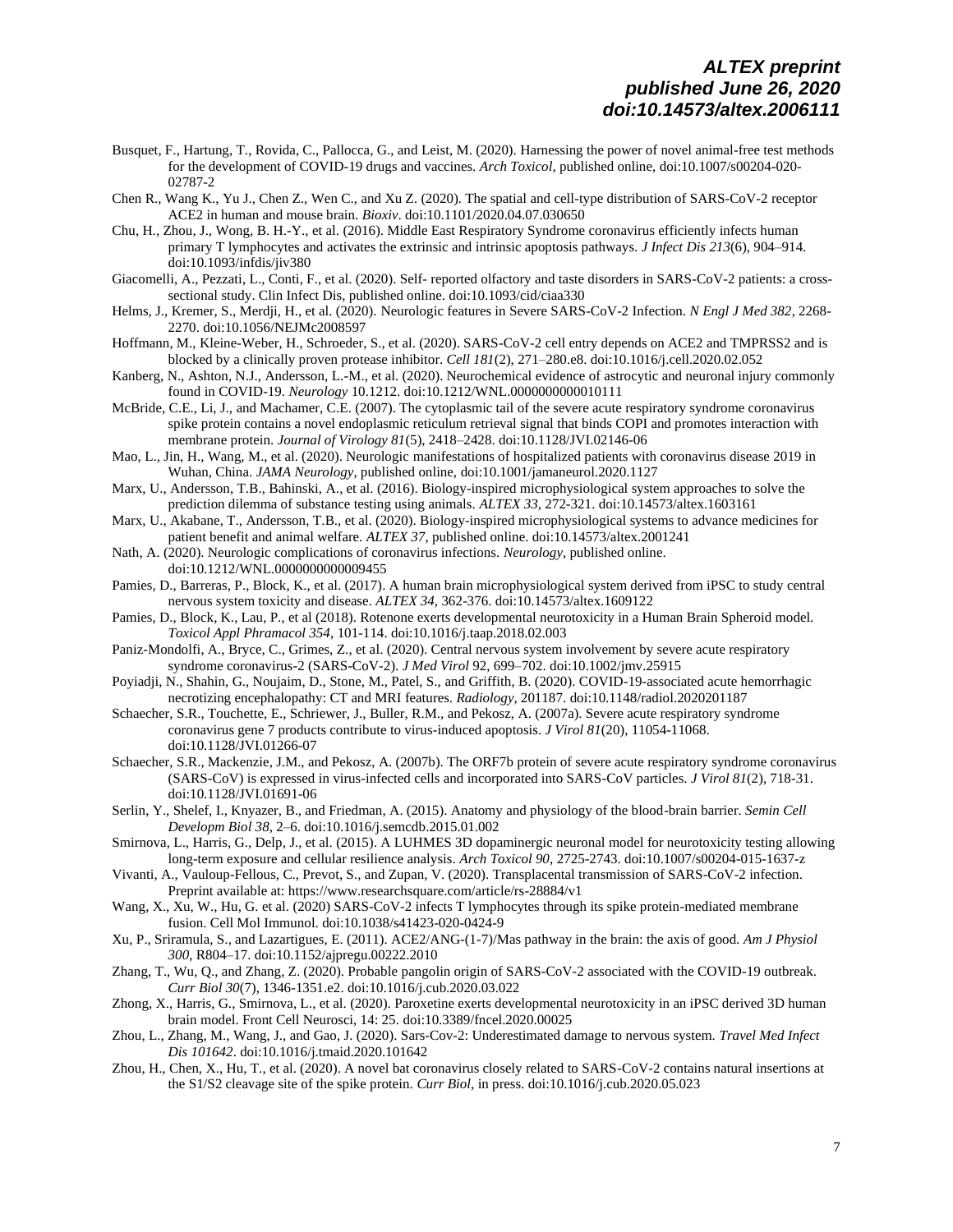Busquet, F., Hartung, T., Rovida, C., Pallocca, G., and Leist, M. (2020). Harnessing the power of novel animal-free test methods for the development of COVID-19 drugs and vaccines. *Arch Toxicol*, published online, doi:10.1007/s00204-020-02787-2

Chen R., Wang K., Yu J., Chen Z., Wen C., and Xu Z. (2020). The spatial and cell-type distribution of SARS-CoV-2 receptor ACE2 in human and mouse brain. *Bioxiv*. doi:10.1101/2020.04.07.030650

Chu, H., Zhou, J., Wong, B. H.-Y., et al. (2016). Middle East Respiratory Syndrome coronavirus efficiently infects human primary T lymphocytes and activates the extrinsic and intrinsic apoptosis pathways. *J Infect Dis 213*(6), 904–914. doi:10.1093/infdis/jiv380

Giacomelli, A., Pezzati, L., Conti, F., et al. (2020). Self- reported olfactory and taste disorders in SARS-CoV-2 patients: a cross-sectional study. Clin Infect Dis, published online. doi:10.1093/cid/ciaa330

Helms, J., Kremer, S., Merdji, H., et al. (2020). Neurologic features in Severe SARS-CoV-2 Infection. *N Engl J Med 382*, 2268-2270. doi:10.1056/NEJMc2008597

Hoffmann, M., Kleine-Weber, H., Schroeder, S., et al. (2020). SARS-CoV-2 cell entry depends on ACE2 and TMPRSS2 and is blocked by a clinically proven protease inhibitor. *Cell 181*(2), 271–280.e8. doi:10.1016/j.cell.2020.02.052

Kanberg, N., Ashton, N.J., Andersson, L.-M., et al. (2020). Neurochemical evidence of astrocytic and neuronal injury commonly found in COVID-19. *Neurology* 10.1212. doi:10.1212/WNL.0000000000010111

McBride, C.E., Li, J., and Machamer, C.E. (2007). The cytoplasmic tail of the severe acute respiratory syndrome coronavirus spike protein contains a novel endoplasmic reticulum retrieval signal that binds COPI and promotes interaction with membrane protein. *Journal of Virology 81*(5), 2418–2428. doi:10.1128/JVI.02146-06

Mao, L., Jin, H., Wang, M., et al. (2020). Neurologic manifestations of hospitalized patients with coronavirus disease 2019 in Wuhan, China. *JAMA Neurology*, published online, doi:10.1001/jamaneurol.2020.1127

Marx, U., Andersson, T.B., Bahinski, A., et al. (2016). Biology-inspired microphysiological system approaches to solve the prediction dilemma of substance testing using animals. *ALTEX 33*, 272-321. doi:10.14573/altex.1603161

Marx, U., Akabane, T., Andersson, T.B., et al. (2020). Biology-inspired microphysiological systems to advance medicines for patient benefit and animal welfare. *ALTEX 37*, published online. doi:10.14573/altex.2001241

Nath, A. (2020). Neurologic complications of coronavirus infections. *Neurology*, published online. doi:10.1212/WNL.0000000000009455

Pamies, D., Barreras, P., Block, K., et al. (2017). A human brain microphysiological system derived from iPSC to study central nervous system toxicity and disease. *ALTEX 34*, 362-376. doi:10.14573/altex.1609122

Pamies, D., Block, K., Lau, P., et al (2018). Rotenone exerts developmental neurotoxicity in a Human Brain Spheroid model. *Toxicol Appl Phramacol 354*, 101-114. doi:10.1016/j.taap.2018.02.003

Paniz-Mondolfi, A., Bryce, C., Grimes, Z., et al. (2020). Central nervous system involvement by severe acute respiratory syndrome coronavirus-2 (SARS-CoV-2). *J Med Virol* 92, 699–702. doi:10.1002/jmv.25915

Poyiadji, N., Shahin, G., Noujaim, D., Stone, M., Patel, S., and Griffith, B. (2020). COVID-19-associated acute hemorrhagic necrotizing encephalopathy: CT and MRI features. *Radiology*, 201187. doi:10.1148/radiol.2020201187

Schaecher, S.R., Touchette, E., Schriewer, J., Buller, R.M., and Pekosz, A. (2007a). Severe acute respiratory syndrome coronavirus gene 7 products contribute to virus-induced apoptosis. *J Virol 81*(20), 11054-11068. doi:10.1128/JVI.01266-07

Schaecher, S.R., Mackenzie, J.M., and Pekosz, A. (2007b). The ORF7b protein of severe acute respiratory syndrome coronavirus (SARS-CoV) is expressed in virus-infected cells and incorporated into SARS-CoV particles. *J Virol 81*(2), 718-31. doi:10.1128/JVI.01691-06

Serlin, Y., Shelef, I., Knyazer, B., and Friedman, A. (2015). Anatomy and physiology of the blood-brain barrier. *Semin Cell Developm Biol 38*, 2–6. doi:10.1016/j.semcdb.2015.01.002

Smirnova, L., Harris, G., Delp, J., et al. (2015). A LUHMES 3D dopaminergic neuronal model for neurotoxicity testing allowing long-term exposure and cellular resilience analysis. *Arch Toxicol 90*, 2725-2743. doi:10.1007/s00204-015-1637-z

Vivanti, A., Vauloup-Fellous, C., Prevot, S., and Zupan, V. (2020). Transplacental transmission of SARS-CoV-2 infection. Preprint available at: https://www.researchsquare.com/article/rs-28884/v1

Wang, X., Xu, W., Hu, G. et al. (2020) SARS-CoV-2 infects T lymphocytes through its spike protein-mediated membrane fusion. Cell Mol Immunol. doi:10.1038/s41423-020-0424-9

Xu, P., Sriramula, S., and Lazartigues, E. (2011). ACE2/ANG-(1-7)/Mas pathway in the brain: the axis of good. *Am J Physiol 300*, R804–17. doi:10.1152/ajpregu.00222.2010

Zhang, T., Wu, Q., and Zhang, Z. (2020). Probable pangolin origin of SARS-CoV-2 associated with the COVID-19 outbreak. *Curr Biol 30*(7), 1346-1351.e2. doi:10.1016/j.cub.2020.03.022

Zhong, X., Harris, G., Smirnova, L., et al. (2020). Paroxetine exerts developmental neurotoxicity in an iPSC derived 3D human brain model. Front Cell Neurosci, 14: 25. doi:10.3389/fncel.2020.00025

Zhou, L., Zhang, M., Wang, J., and Gao, J. (2020). Sars-Cov-2: Underestimated damage to nervous system. *Travel Med Infect Dis 101642*. doi:10.1016/j.tmaid.2020.101642

Zhou, H., Chen, X., Hu, T., et al. (2020). A novel bat coronavirus closely related to SARS-CoV-2 contains natural insertions at the S1/S2 cleavage site of the spike protein. *Curr Biol*, in press. doi:10.1016/j.cub.2020.05.023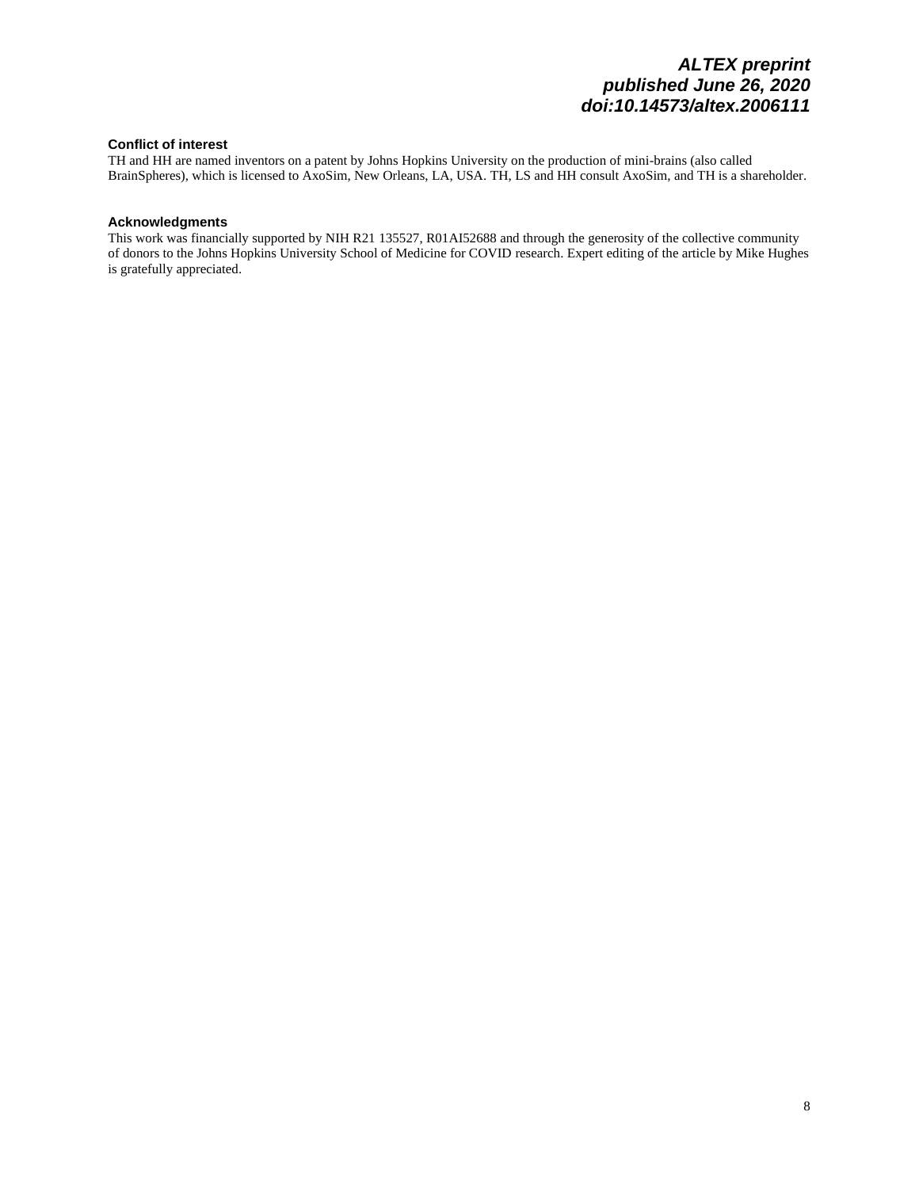#### Conflict of interest

TH and HH are named inventors on a patent by Johns Hopkins University on the production of mini-brains (also called BrainSpheres), which is licensed to AxoSim, New Orleans, LA, USA. TH, LS and HH consult AxoSim, and TH is a shareholder.

#### Acknowledgments

This work was financially supported by NIH R21 135527, R01AI52688 and through the generosity of the collective community of donors to the Johns Hopkins University School of Medicine for COVID research. Expert editing of the article by Mike Hughes is gratefully appreciated.